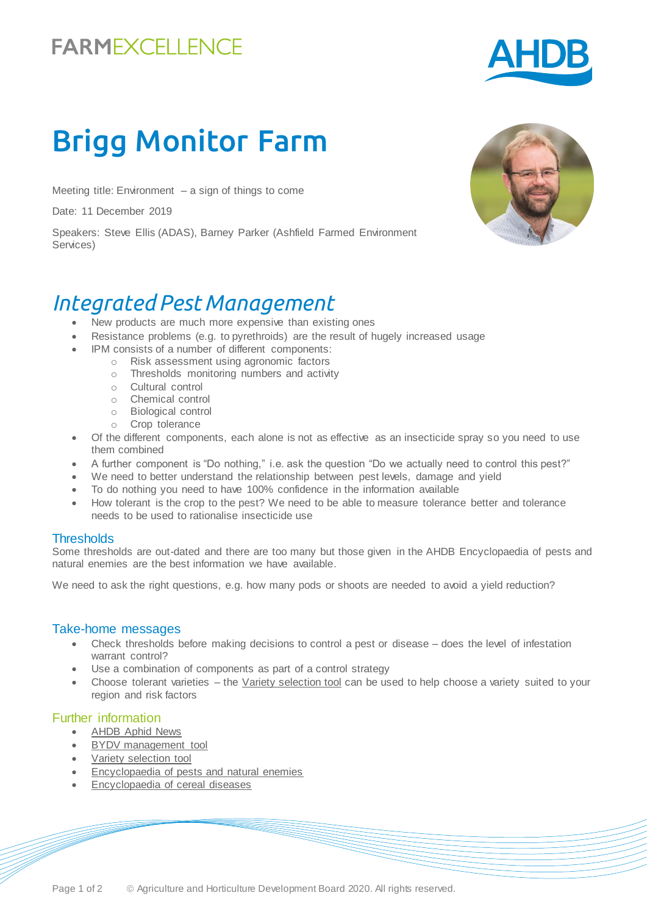FARMEXCELLENCE

AHDB

# Brigg Monitor Farm

Meeting title: Environment – a sign of things to come

Date: 11 December 2019

Speakers: Steve Ellis (ADAS), Barney Parker (Ashfield Farmed Environment Services)

## *Integrated Pest Management*

- New products are much more expensive than existing ones
- Resistance problems (e.g. to pyrethroids) are the result of hugely increased usage
- IPM consists of a number of different components:
    - Risk assessment using agronomic factors
    - Thresholds monitoring numbers and activity
    - Cultural control
    - Chemical control
    - Biological control
    - Crop tolerance
- Of the different components, each alone is not as effective as an insecticide spray so you need to use them combined
- A further component is "Do nothing," i.e. ask the question "Do we actually need to control this pest?"
- We need to better understand the relationship between pest levels, damage and yield
- To do nothing you need to have 100% confidence in the information available
- How tolerant is the crop to the pest? We need to be able to measure tolerance better and tolerance needs to be used to rationalise insecticide use

### Thresholds

Some thresholds are out-dated and there are too many but those given in the AHDB Encyclopaedia of pests and natural enemies are the best information we have available.

We need to ask the right questions, e.g. how many pods or shoots are needed to avoid a yield reduction?

### Take-home messages

- Check thresholds before making decisions to control a pest or disease – does the level of infestation warrant control?
- Use a combination of components as part of a control strategy
- Choose tolerant varieties – the Variety selection tool can be used to help choose a variety suited to your region and risk factors

### Further information

- AHDB Aphid News
- BYDV management tool
- Variety selection tool
- Encyclopaedia of pests and natural enemies
- Encyclopaedia of cereal diseases

© Agriculture and Horticulture Development Board 2020. All rights reserved.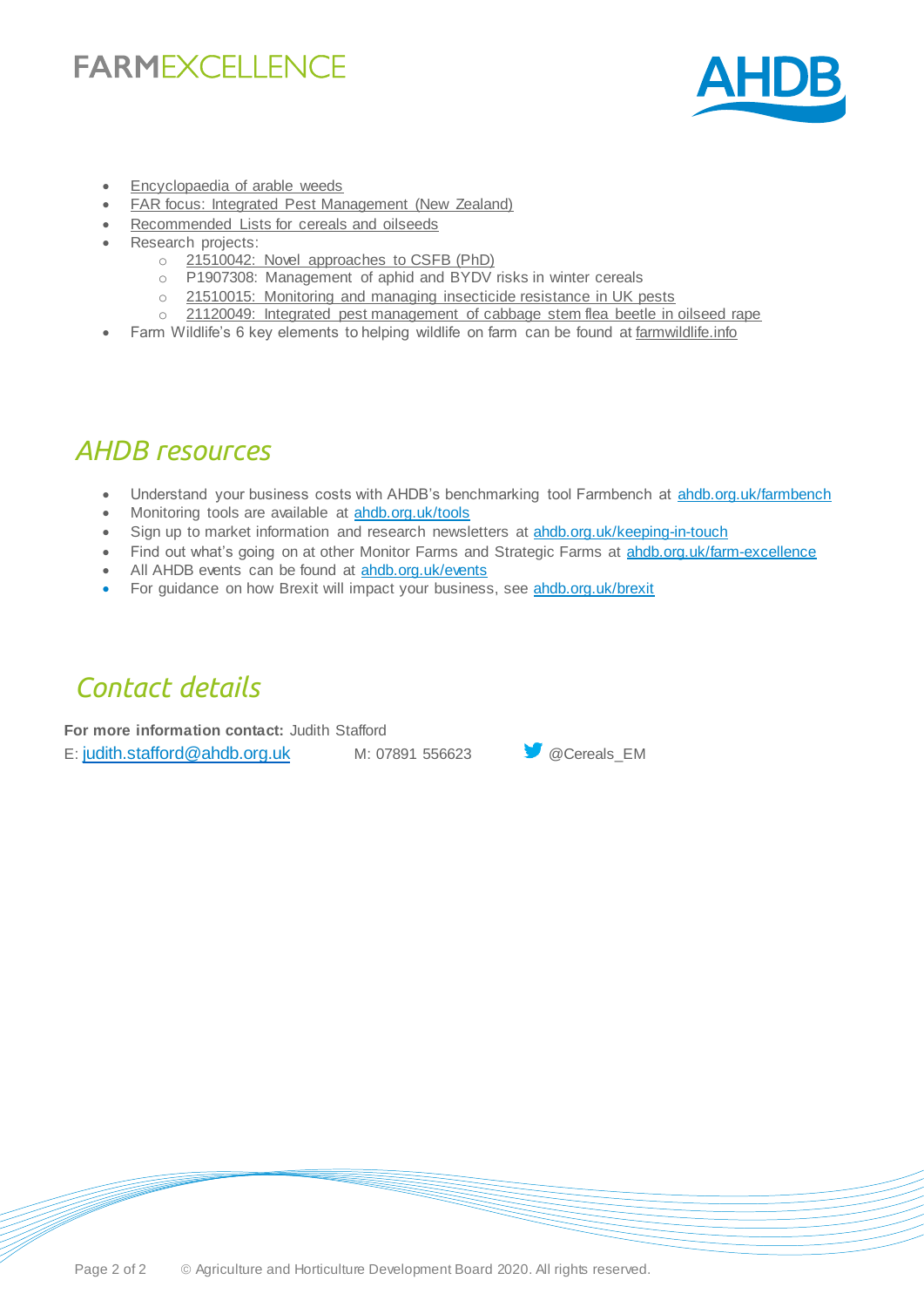- Encyclopaedia of arable weeds
- FAR focus: Integrated Pest Management (New Zealand)
- Recommended Lists for cereals and oilseeds
- Research projects:
    - 21510042: Novel approaches to CSFB (PhD)
    - P1907308: Management of aphid and BYDV risks in winter cereals
    - 21510015: Monitoring and managing insecticide resistance in UK pests
    - 21120049: Integrated pest management of cabbage stem flea beetle in oilseed rape
- Farm Wildlife's 6 key elements to helping wildlife on farm can be found at farmwildlife.info

## *AHDB resources*

- Understand your business costs with AHDB's benchmarking tool Farmbench at ahdb.org.uk/farmbench
- Monitoring tools are available at ahdb.org.uk/tools
- Sign up to market information and research newsletters at ahdb.org.uk/keeping-in-touch
- Find out what's going on at other Monitor Farms and Strategic Farms at ahdb.org.uk/farm-excellence
- All AHDB events can be found at ahdb.org.uk/events
- For guidance on how Brexit will impact your business, see ahdb.org.uk/brexit

## *Contact details*

**For more information contact:** Judith Stafford

E: judith.stafford@ahdb.org.uk M: 07891 556623 @Cereals_EM

© Agriculture and Horticulture Development Board 2020. All rights reserved.